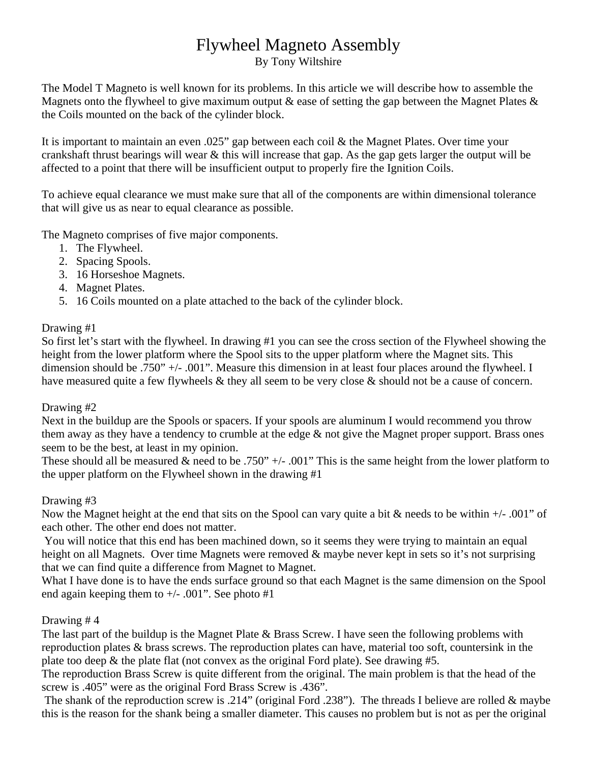# Flywheel Magneto Assembly

By Tony Wiltshire

The Model T Magneto is well known for its problems. In this article we will describe how to assemble the Magnets onto the flywheel to give maximum output & ease of setting the gap between the Magnet Plates & the Coils mounted on the back of the cylinder block.

It is important to maintain an even .025" gap between each coil & the Magnet Plates. Over time your crankshaft thrust bearings will wear & this will increase that gap. As the gap gets larger the output will be affected to a point that there will be insufficient output to properly fire the Ignition Coils.

To achieve equal clearance we must make sure that all of the components are within dimensional tolerance that will give us as near to equal clearance as possible.

The Magneto comprises of five major components.

1. The Flywheel.
2. Spacing Spools.
3. 16 Horseshoe Magnets.
4. Magnet Plates.
5. 16 Coils mounted on a plate attached to the back of the cylinder block.

Drawing #1

So first let's start with the flywheel. In drawing #1 you can see the cross section of the Flywheel showing the height from the lower platform where the Spool sits to the upper platform where the Magnet sits. This dimension should be .750" +/- .001". Measure this dimension in at least four places around the flywheel. I have measured quite a few flywheels & they all seem to be very close & should not be a cause of concern.

Drawing #2

Next in the buildup are the Spools or spacers. If your spools are aluminum I would recommend you throw them away as they have a tendency to crumble at the edge & not give the Magnet proper support. Brass ones seem to be the best, at least in my opinion.

These should all be measured & need to be .750" +/- .001" This is the same height from the lower platform to the upper platform on the Flywheel shown in the drawing #1

Drawing #3

Now the Magnet height at the end that sits on the Spool can vary quite a bit & needs to be within +/- .001" of each other. The other end does not matter.

You will notice that this end has been machined down, so it seems they were trying to maintain an equal height on all Magnets. Over time Magnets were removed & maybe never kept in sets so it's not surprising that we can find quite a difference from Magnet to Magnet.

What I have done is to have the ends surface ground so that each Magnet is the same dimension on the Spool end again keeping them to +/- .001". See photo #1

Drawing # 4

The last part of the buildup is the Magnet Plate & Brass Screw. I have seen the following problems with reproduction plates & brass screws. The reproduction plates can have, material too soft, countersink in the plate too deep & the plate flat (not convex as the original Ford plate). See drawing #5.

The reproduction Brass Screw is quite different from the original. The main problem is that the head of the screw is .405" were as the original Ford Brass Screw is .436".

The shank of the reproduction screw is .214" (original Ford .238"). The threads I believe are rolled & maybe this is the reason for the shank being a smaller diameter. This causes no problem but is not as per the original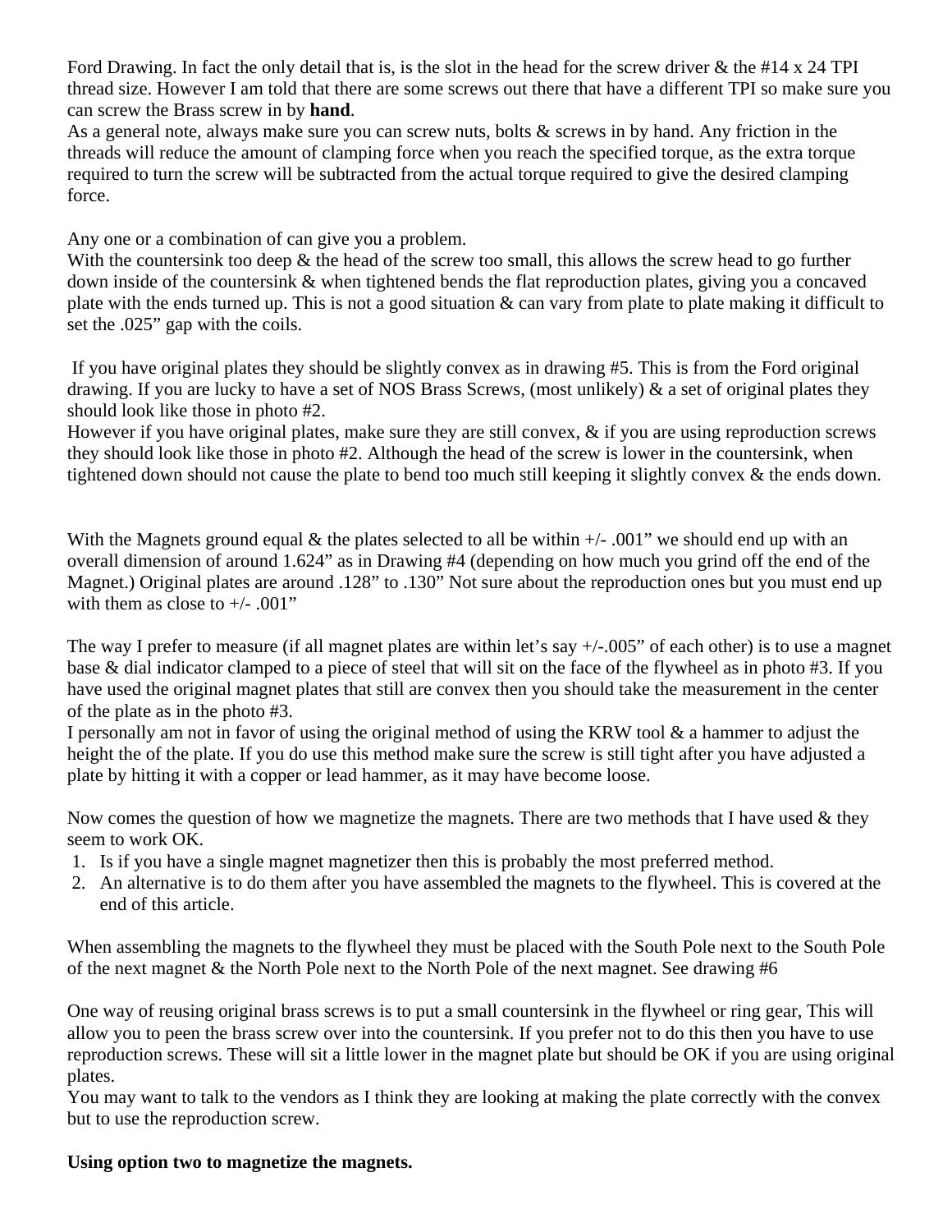Ford Drawing. In fact the only detail that is, is the slot in the head for the screw driver & the #14 x 24 TPI thread size. However I am told that there are some screws out there that have a different TPI so make sure you can screw the Brass screw in by **hand**.
As a general note, always make sure you can screw nuts, bolts & screws in by hand. Any friction in the threads will reduce the amount of clamping force when you reach the specified torque, as the extra torque required to turn the screw will be subtracted from the actual torque required to give the desired clamping force.

Any one or a combination of can give you a problem.
With the countersink too deep & the head of the screw too small, this allows the screw head to go further down inside of the countersink & when tightened bends the flat reproduction plates, giving you a concaved plate with the ends turned up. This is not a good situation & can vary from plate to plate making it difficult to set the .025" gap with the coils.

If you have original plates they should be slightly convex as in drawing #5. This is from the Ford original drawing. If you are lucky to have a set of NOS Brass Screws, (most unlikely) & a set of original plates they should look like those in photo #2.
However if you have original plates, make sure they are still convex, & if you are using reproduction screws they should look like those in photo #2. Although the head of the screw is lower in the countersink, when tightened down should not cause the plate to bend too much still keeping it slightly convex & the ends down.

With the Magnets ground equal & the plates selected to all be within +/- .001" we should end up with an overall dimension of around 1.624" as in Drawing #4 (depending on how much you grind off the end of the Magnet.) Original plates are around .128" to .130" Not sure about the reproduction ones but you must end up with them as close to +/- .001"

The way I prefer to measure (if all magnet plates are within let's say +/-.005" of each other) is to use a magnet base & dial indicator clamped to a piece of steel that will sit on the face of the flywheel as in photo #3. If you have used the original magnet plates that still are convex then you should take the measurement in the center of the plate as in the photo #3.
I personally am not in favor of using the original method of using the KRW tool & a hammer to adjust the height the of the plate. If you do use this method make sure the screw is still tight after you have adjusted a plate by hitting it with a copper or lead hammer, as it may have become loose.

Now comes the question of how we magnetize the magnets. There are two methods that I have used & they seem to work OK.

1. Is if you have a single magnet magnetizer then this is probably the most preferred method.
2. An alternative is to do them after you have assembled the magnets to the flywheel. This is covered at the end of this article.

When assembling the magnets to the flywheel they must be placed with the South Pole next to the South Pole of the next magnet & the North Pole next to the North Pole of the next magnet. See drawing #6

One way of reusing original brass screws is to put a small countersink in the flywheel or ring gear, This will allow you to peen the brass screw over into the countersink. If you prefer not to do this then you have to use reproduction screws. These will sit a little lower in the magnet plate but should be OK if you are using original plates.
You may want to talk to the vendors as I think they are looking at making the plate correctly with the convex but to use the reproduction screw.

**Using option two to magnetize the magnets.**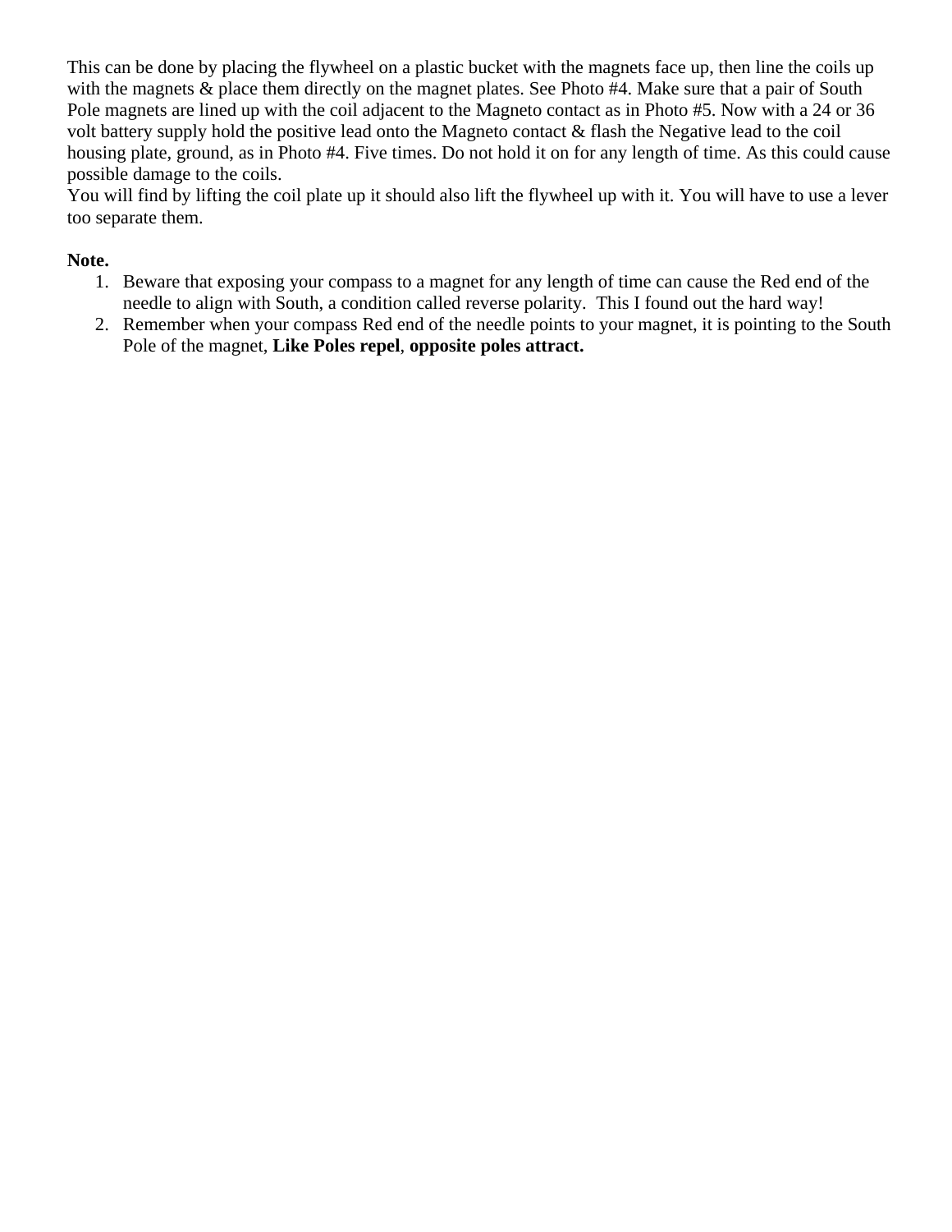This can be done by placing the flywheel on a plastic bucket with the magnets face up, then line the coils up with the magnets & place them directly on the magnet plates. See Photo #4. Make sure that a pair of South Pole magnets are lined up with the coil adjacent to the Magneto contact as in Photo #5. Now with a 24 or 36 volt battery supply hold the positive lead onto the Magneto contact & flash the Negative lead to the coil housing plate, ground, as in Photo #4. Five times. Do not hold it on for any length of time. As this could cause possible damage to the coils.
You will find by lifting the coil plate up it should also lift the flywheel up with it. You will have to use a lever too separate them.

**Note.**

1. Beware that exposing your compass to a magnet for any length of time can cause the Red end of the needle to align with South, a condition called reverse polarity. This I found out the hard way!
2. Remember when your compass Red end of the needle points to your magnet, it is pointing to the South Pole of the magnet, **Like Poles repel**, **opposite poles attract.**